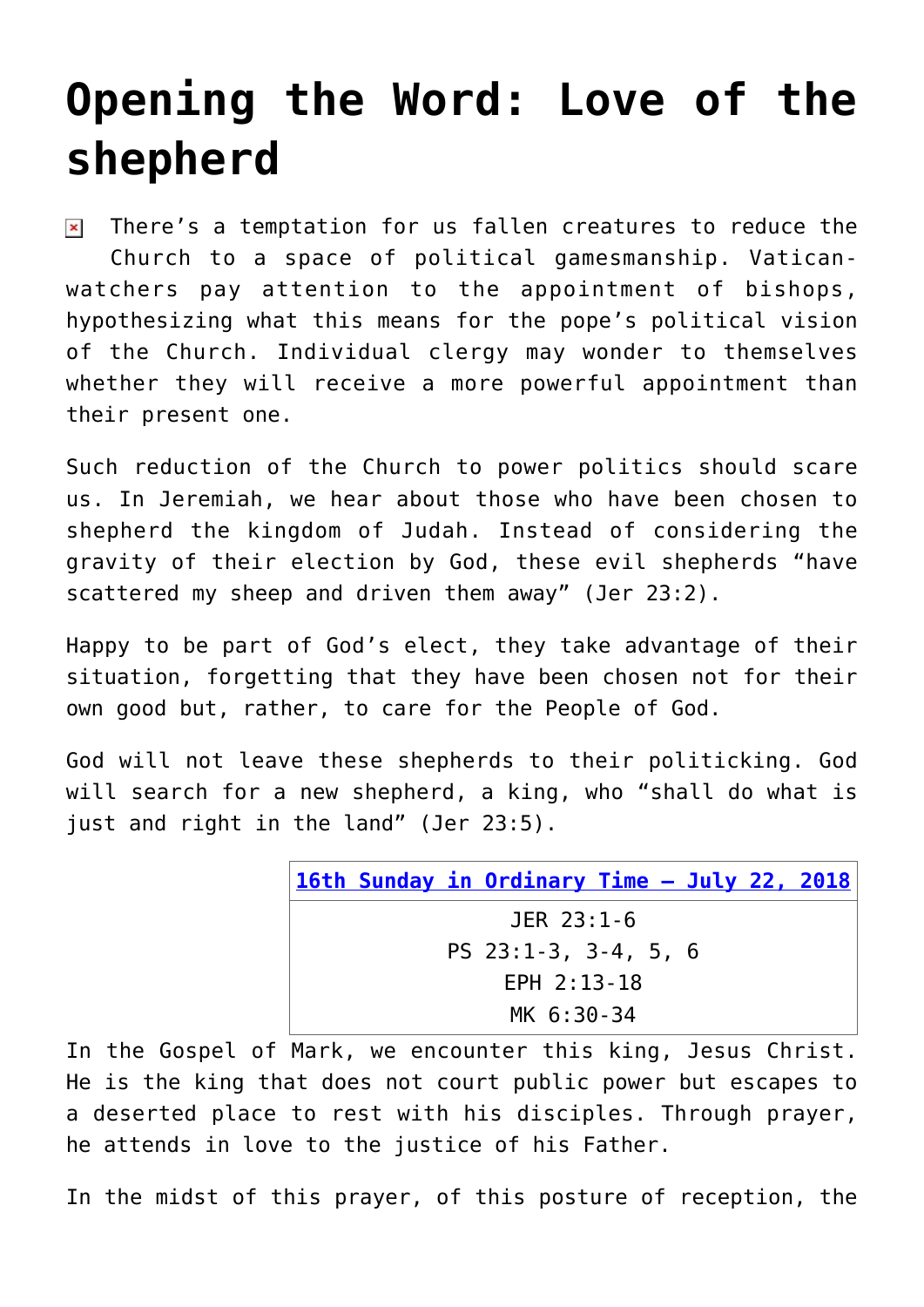# Opening the Word: Love of the shepherd

There's a temptation for us fallen creatures to reduce the Church to a space of political gamesmanship. Vatican-watchers pay attention to the appointment of bishops, hypothesizing what this means for the pope's political vision of the Church. Individual clergy may wonder to themselves whether they will receive a more powerful appointment than their present one.

Such reduction of the Church to power politics should scare us. In Jeremiah, we hear about those who have been chosen to shepherd the kingdom of Judah. Instead of considering the gravity of their election by God, these evil shepherds "have scattered my sheep and driven them away" (Jer 23:2).

Happy to be part of God's elect, they take advantage of their situation, forgetting that they have been chosen not for their own good but, rather, to care for the People of God.

God will not leave these shepherds to their politicking. God will search for a new shepherd, a king, who "shall do what is just and right in the land" (Jer 23:5).

| 16th Sunday in Ordinary Time – July 22, 2018 |
| --- |
| JER 23:1-6 |
| PS 23:1-3, 3-4, 5, 6 |
| EPH 2:13-18 |
| MK 6:30-34 |

In the Gospel of Mark, we encounter this king, Jesus Christ. He is the king that does not court public power but escapes to a deserted place to rest with his disciples. Through prayer, he attends in love to the justice of his Father.

In the midst of this prayer, of this posture of reception, the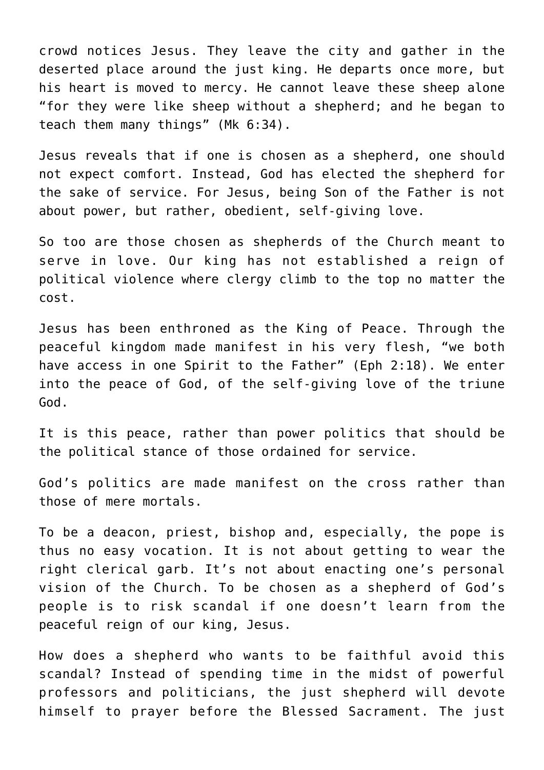crowd notices Jesus. They leave the city and gather in the deserted place around the just king. He departs once more, but his heart is moved to mercy. He cannot leave these sheep alone "for they were like sheep without a shepherd; and he began to teach them many things" (Mk 6:34).

Jesus reveals that if one is chosen as a shepherd, one should not expect comfort. Instead, God has elected the shepherd for the sake of service. For Jesus, being Son of the Father is not about power, but rather, obedient, self-giving love.

So too are those chosen as shepherds of the Church meant to serve in love. Our king has not established a reign of political violence where clergy climb to the top no matter the cost.

Jesus has been enthroned as the King of Peace. Through the peaceful kingdom made manifest in his very flesh, "we both have access in one Spirit to the Father" (Eph 2:18). We enter into the peace of God, of the self-giving love of the triune God.

It is this peace, rather than power politics that should be the political stance of those ordained for service.

God's politics are made manifest on the cross rather than those of mere mortals.

To be a deacon, priest, bishop and, especially, the pope is thus no easy vocation. It is not about getting to wear the right clerical garb. It's not about enacting one's personal vision of the Church. To be chosen as a shepherd of God's people is to risk scandal if one doesn't learn from the peaceful reign of our king, Jesus.

How does a shepherd who wants to be faithful avoid this scandal? Instead of spending time in the midst of powerful professors and politicians, the just shepherd will devote himself to prayer before the Blessed Sacrament. The just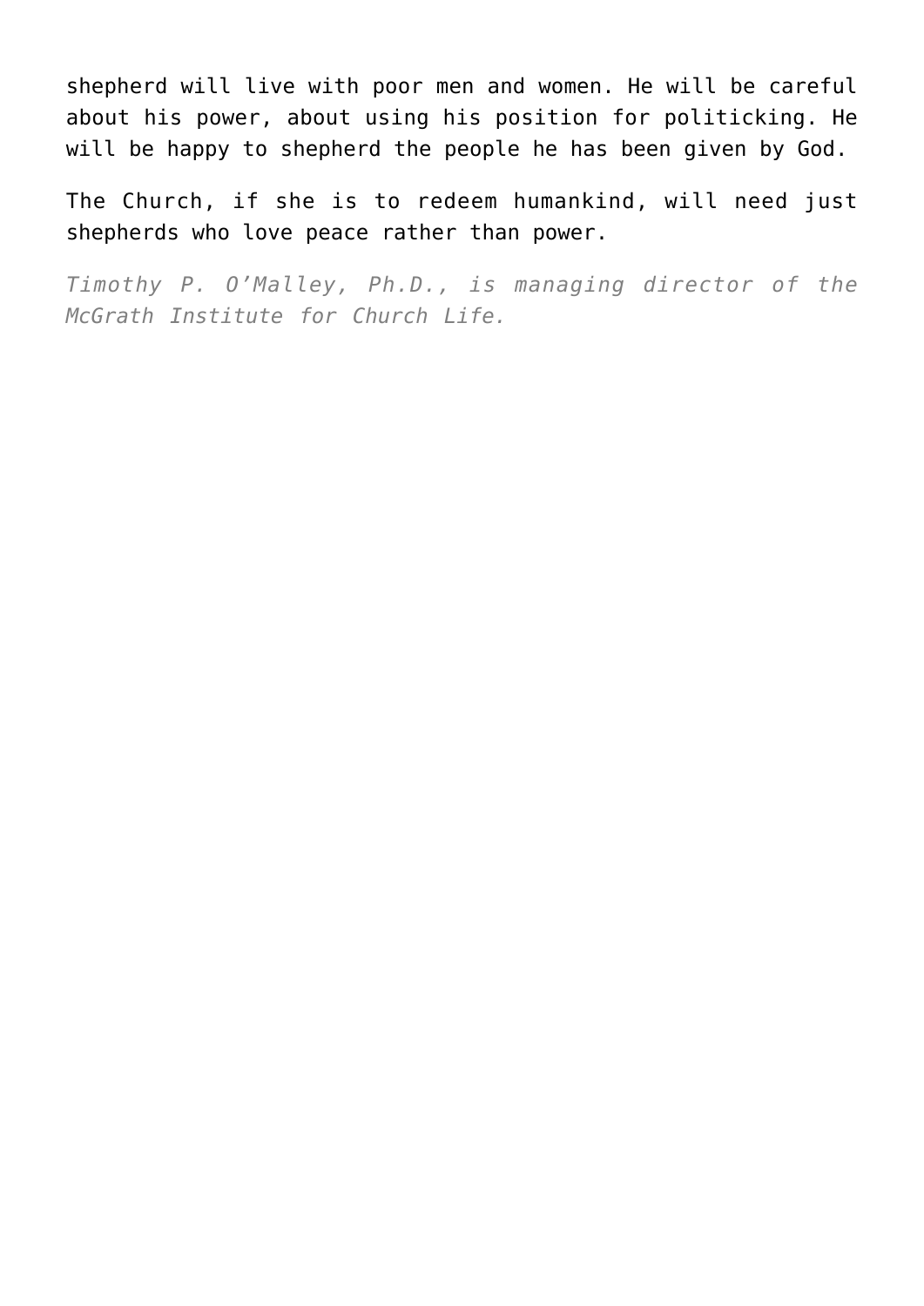shepherd will live with poor men and women. He will be careful about his power, about using his position for politicking. He will be happy to shepherd the people he has been given by God.

The Church, if she is to redeem humankind, will need just shepherds who love peace rather than power.

*Timothy P. O'Malley, Ph.D., is managing director of the McGrath Institute for Church Life.*